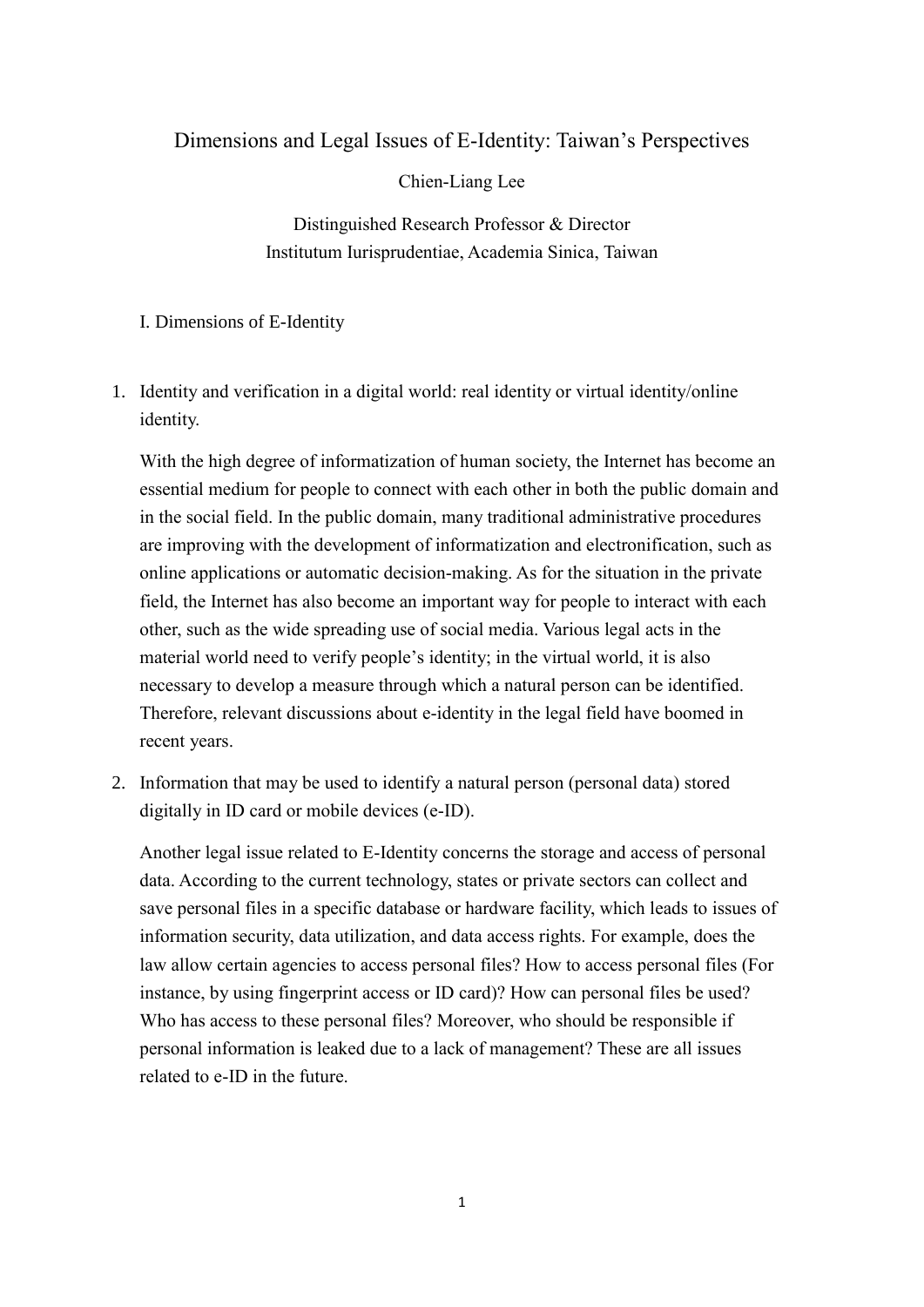# Dimensions and Legal Issues of E-Identity: Taiwan's Perspectives

Chien-Liang Lee

Distinguished Research Professor & Director
Institutum Iurisprudentiae, Academia Sinica, Taiwan

## I. Dimensions of E-Identity

1. Identity and verification in a digital world: real identity or virtual identity/online identity.

   With the high degree of informatization of human society, the Internet has become an essential medium for people to connect with each other in both the public domain and in the social field. In the public domain, many traditional administrative procedures are improving with the development of informatization and electronification, such as online applications or automatic decision-making. As for the situation in the private field, the Internet has also become an important way for people to interact with each other, such as the wide spreading use of social media. Various legal acts in the material world need to verify people's identity; in the virtual world, it is also necessary to develop a measure through which a natural person can be identified. Therefore, relevant discussions about e-identity in the legal field have boomed in recent years.

2. Information that may be used to identify a natural person (personal data) stored digitally in ID card or mobile devices (e-ID).

   Another legal issue related to E-Identity concerns the storage and access of personal data. According to the current technology, states or private sectors can collect and save personal files in a specific database or hardware facility, which leads to issues of information security, data utilization, and data access rights. For example, does the law allow certain agencies to access personal files? How to access personal files (For instance, by using fingerprint access or ID card)? How can personal files be used? Who has access to these personal files? Moreover, who should be responsible if personal information is leaked due to a lack of management? These are all issues related to e-ID in the future.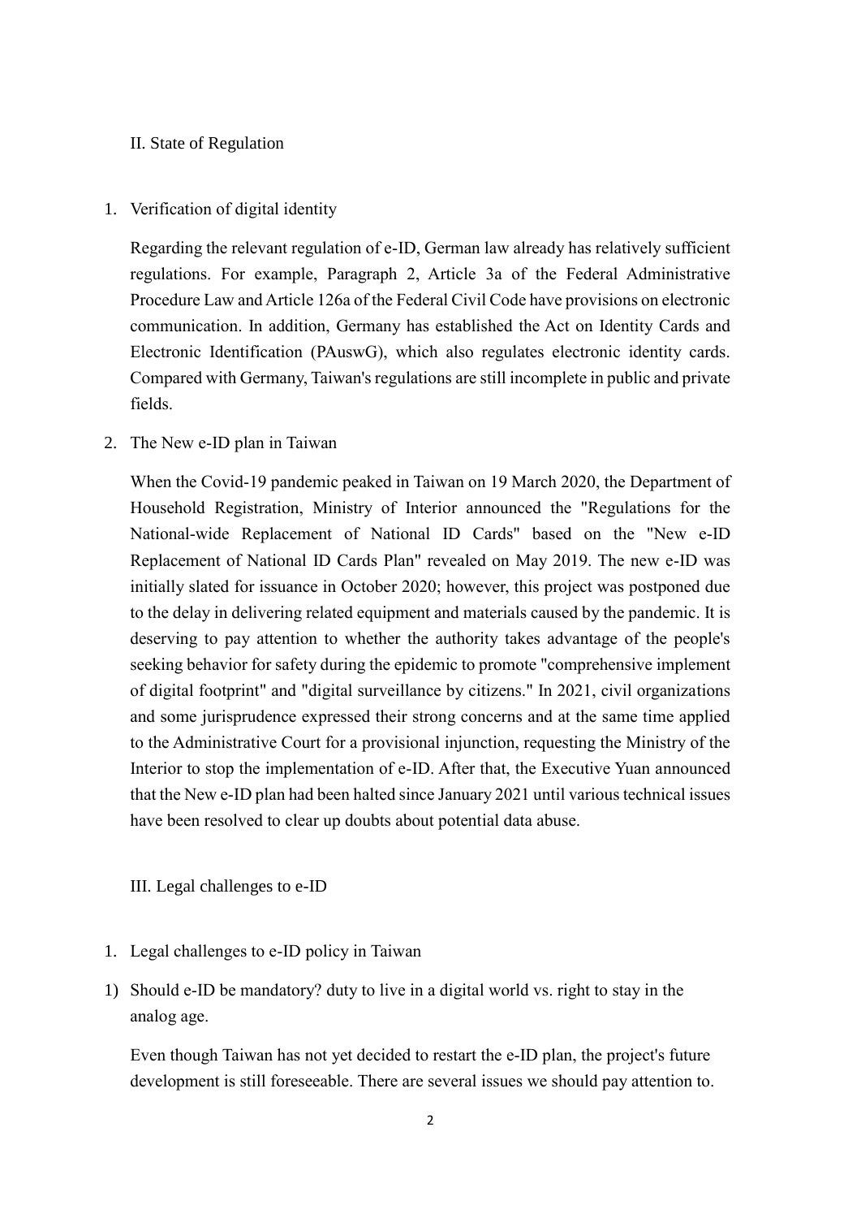## II. State of Regulation

1. Verification of digital identity

   Regarding the relevant regulation of e-ID, German law already has relatively sufficient regulations. For example, Paragraph 2, Article 3a of the Federal Administrative Procedure Law and Article 126a of the Federal Civil Code have provisions on electronic communication. In addition, Germany has established the Act on Identity Cards and Electronic Identification (PAuswG), which also regulates electronic identity cards. Compared with Germany, Taiwan's regulations are still incomplete in public and private fields.

2. The New e-ID plan in Taiwan

   When the Covid-19 pandemic peaked in Taiwan on 19 March 2020, the Department of Household Registration, Ministry of Interior announced the "Regulations for the National-wide Replacement of National ID Cards" based on the "New e-ID Replacement of National ID Cards Plan" revealed on May 2019. The new e-ID was initially slated for issuance in October 2020; however, this project was postponed due to the delay in delivering related equipment and materials caused by the pandemic. It is deserving to pay attention to whether the authority takes advantage of the people's seeking behavior for safety during the epidemic to promote "comprehensive implement of digital footprint" and "digital surveillance by citizens." In 2021, civil organizations and some jurisprudence expressed their strong concerns and at the same time applied to the Administrative Court for a provisional injunction, requesting the Ministry of the Interior to stop the implementation of e-ID. After that, the Executive Yuan announced that the New e-ID plan had been halted since January 2021 until various technical issues have been resolved to clear up doubts about potential data abuse.

## III. Legal challenges to e-ID

1. Legal challenges to e-ID policy in Taiwan

1) Should e-ID be mandatory? duty to live in a digital world vs. right to stay in the analog age.

   Even though Taiwan has not yet decided to restart the e-ID plan, the project's future development is still foreseeable. There are several issues we should pay attention to.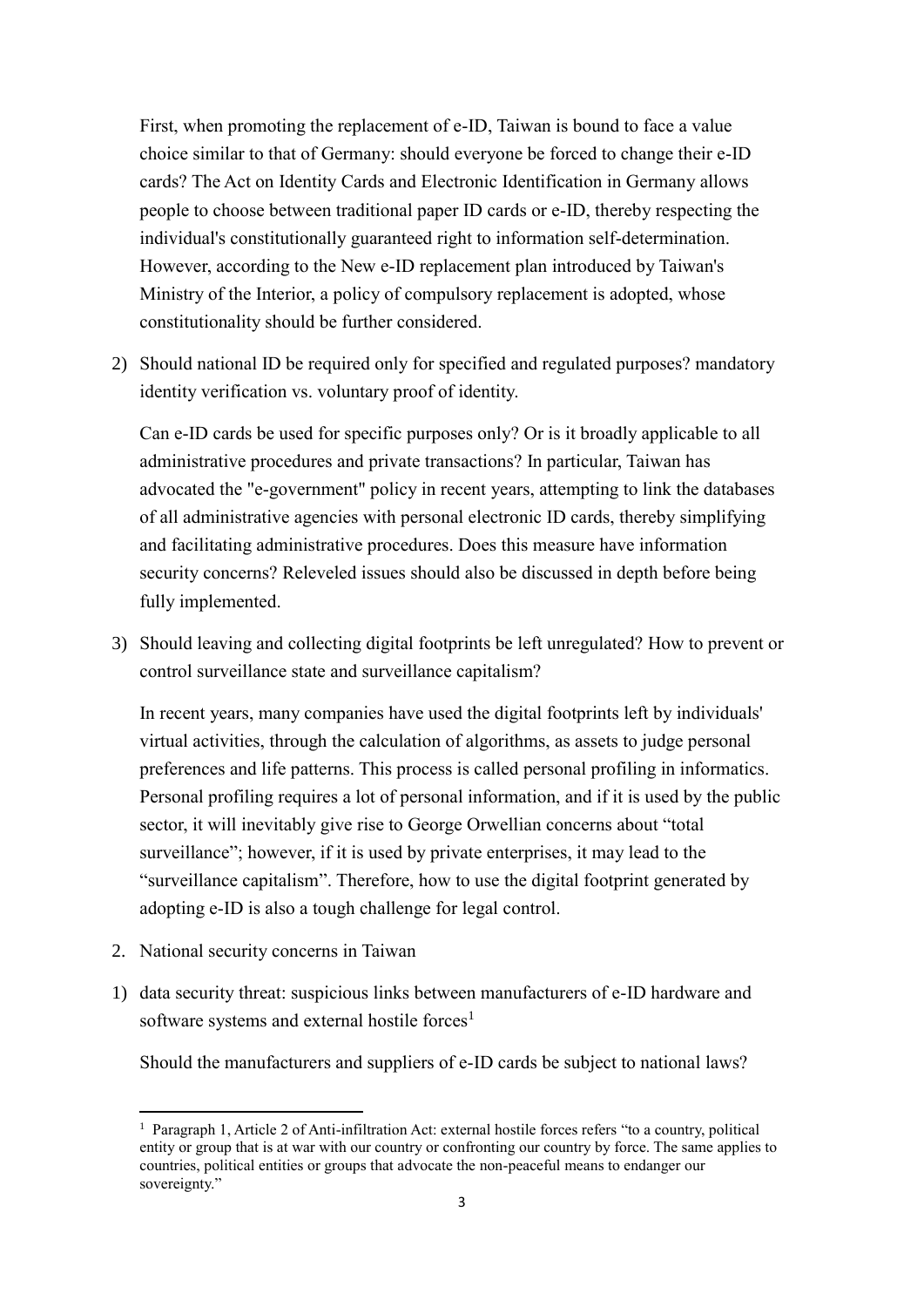First, when promoting the replacement of e-ID, Taiwan is bound to face a value choice similar to that of Germany: should everyone be forced to change their e-ID cards? The Act on Identity Cards and Electronic Identification in Germany allows people to choose between traditional paper ID cards or e-ID, thereby respecting the individual's constitutionally guaranteed right to information self-determination. However, according to the New e-ID replacement plan introduced by Taiwan's Ministry of the Interior, a policy of compulsory replacement is adopted, whose constitutionality should be further considered.

2) Should national ID be required only for specified and regulated purposes? mandatory identity verification vs. voluntary proof of identity.

   Can e-ID cards be used for specific purposes only? Or is it broadly applicable to all administrative procedures and private transactions? In particular, Taiwan has advocated the "e-government" policy in recent years, attempting to link the databases of all administrative agencies with personal electronic ID cards, thereby simplifying and facilitating administrative procedures. Does this measure have information security concerns? Releveled issues should also be discussed in depth before being fully implemented.

3) Should leaving and collecting digital footprints be left unregulated? How to prevent or control surveillance state and surveillance capitalism?

   In recent years, many companies have used the digital footprints left by individuals' virtual activities, through the calculation of algorithms, as assets to judge personal preferences and life patterns. This process is called personal profiling in informatics. Personal profiling requires a lot of personal information, and if it is used by the public sector, it will inevitably give rise to George Orwellian concerns about "total surveillance"; however, if it is used by private enterprises, it may lead to the "surveillance capitalism". Therefore, how to use the digital footprint generated by adopting e-ID is also a tough challenge for legal control.

2. National security concerns in Taiwan

1) data security threat: suspicious links between manufacturers of e-ID hardware and software systems and external hostile forces[1]

   Should the manufacturers and suppliers of e-ID cards be subject to national laws?

[1] Paragraph 1, Article 2 of Anti-infiltration Act: external hostile forces refers "to a country, political entity or group that is at war with our country or confronting our country by force. The same applies to countries, political entities or groups that advocate the non-peaceful means to endanger our sovereignty."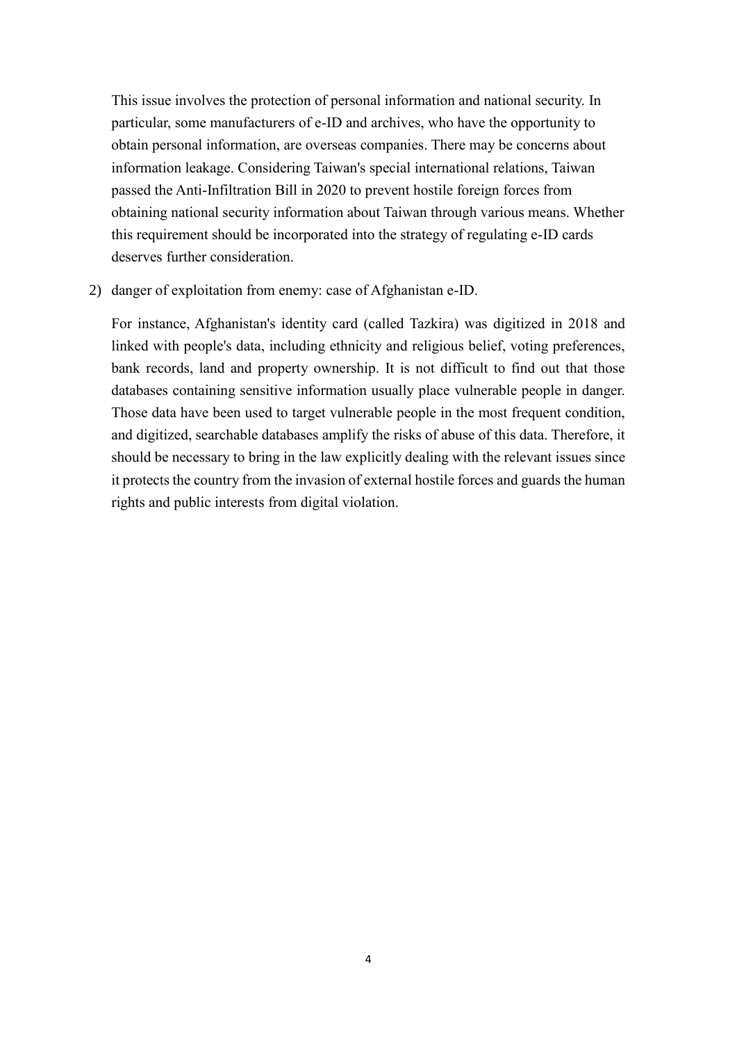This issue involves the protection of personal information and national security. In particular, some manufacturers of e-ID and archives, who have the opportunity to obtain personal information, are overseas companies. There may be concerns about information leakage. Considering Taiwan's special international relations, Taiwan passed the Anti-Infiltration Bill in 2020 to prevent hostile foreign forces from obtaining national security information about Taiwan through various means. Whether this requirement should be incorporated into the strategy of regulating e-ID cards deserves further consideration.

2) danger of exploitation from enemy: case of Afghanistan e-ID.

For instance, Afghanistan's identity card (called Tazkira) was digitized in 2018 and linked with people's data, including ethnicity and religious belief, voting preferences, bank records, land and property ownership. It is not difficult to find out that those databases containing sensitive information usually place vulnerable people in danger. Those data have been used to target vulnerable people in the most frequent condition, and digitized, searchable databases amplify the risks of abuse of this data. Therefore, it should be necessary to bring in the law explicitly dealing with the relevant issues since it protects the country from the invasion of external hostile forces and guards the human rights and public interests from digital violation.